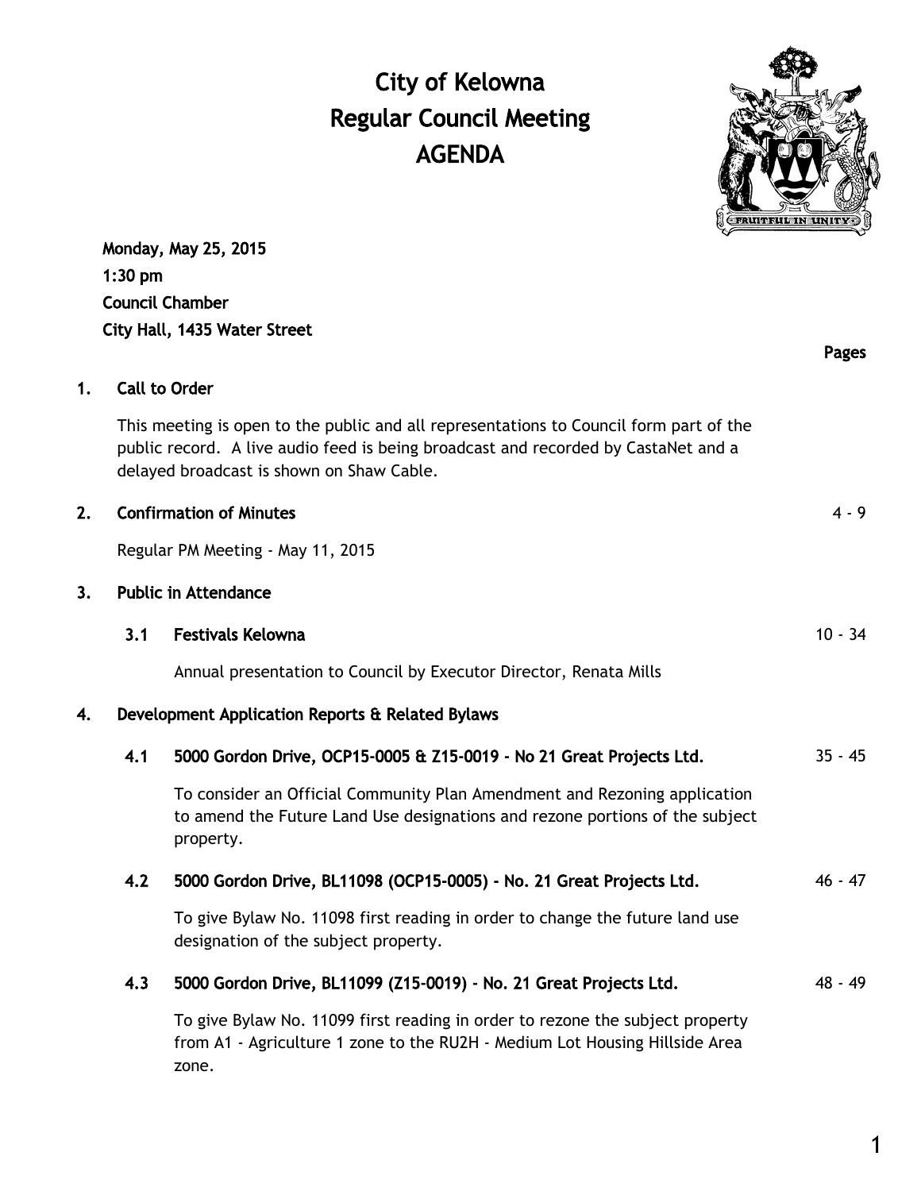# City of Kelowna
# Regular Council Meeting
# AGENDA

**Monday, May 25, 2015**
**1:30 pm**
**Council Chamber**
**City Hall, 1435 Water Street**

**Pages**

## 1. Call to Order

This meeting is open to the public and all representations to Council form part of the public record. A live audio feed is being broadcast and recorded by CastaNet and a delayed broadcast is shown on Shaw Cable.

## 2. Confirmation of Minutes — 4 - 9

Regular PM Meeting - May 11, 2015

## 3. Public in Attendance

### 3.1 Festivals Kelowna — 10 - 34

Annual presentation to Council by Executor Director, Renata Mills

## 4. Development Application Reports & Related Bylaws

### 4.1 5000 Gordon Drive, OCP15-0005 & Z15-0019 - No 21 Great Projects Ltd. — 35 - 45

To consider an Official Community Plan Amendment and Rezoning application to amend the Future Land Use designations and rezone portions of the subject property.

### 4.2 5000 Gordon Drive, BL11098 (OCP15-0005) - No. 21 Great Projects Ltd. — 46 - 47

To give Bylaw No. 11098 first reading in order to change the future land use designation of the subject property.

### 4.3 5000 Gordon Drive, BL11099 (Z15-0019) - No. 21 Great Projects Ltd. — 48 - 49

To give Bylaw No. 11099 first reading in order to rezone the subject property from A1 - Agriculture 1 zone to the RU2H - Medium Lot Housing Hillside Area zone.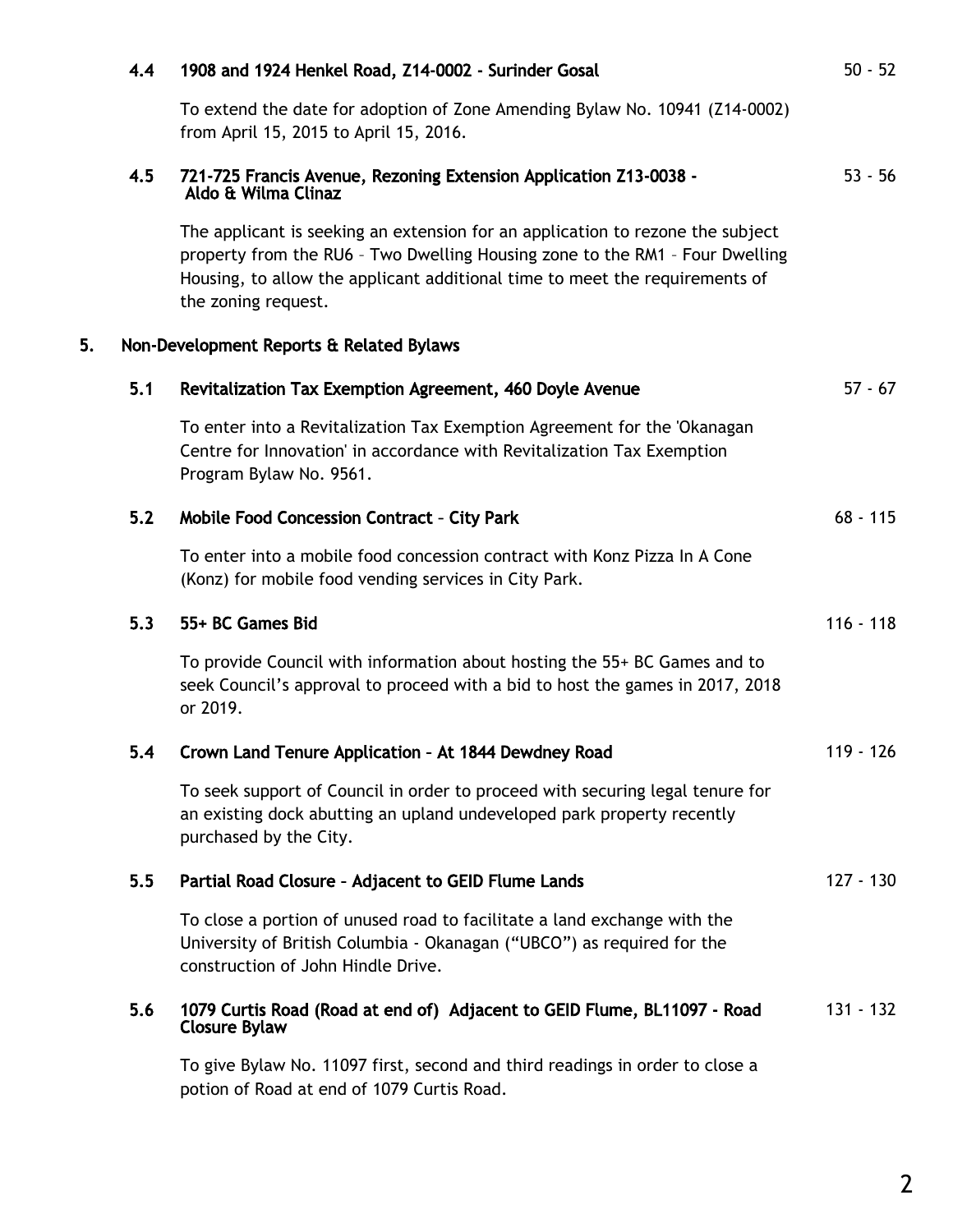### 4.4 1908 and 1924 Henkel Road, Z14-0002 - Surinder Gosal 50 - 52

To extend the date for adoption of Zone Amending Bylaw No. 10941 (Z14-0002) from April 15, 2015 to April 15, 2016.

### 4.5 721-725 Francis Avenue, Rezoning Extension Application Z13-0038 - Aldo & Wilma Clinaz 53 - 56

The applicant is seeking an extension for an application to rezone the subject property from the RU6 – Two Dwelling Housing zone to the RM1 – Four Dwelling Housing, to allow the applicant additional time to meet the requirements of the zoning request.

## 5. Non-Development Reports & Related Bylaws

### 5.1 Revitalization Tax Exemption Agreement, 460 Doyle Avenue 57 - 67

To enter into a Revitalization Tax Exemption Agreement for the 'Okanagan Centre for Innovation' in accordance with Revitalization Tax Exemption Program Bylaw No. 9561.

### 5.2 Mobile Food Concession Contract – City Park 68 - 115

To enter into a mobile food concession contract with Konz Pizza In A Cone (Konz) for mobile food vending services in City Park.

### 5.3 55+ BC Games Bid 116 - 118

To provide Council with information about hosting the 55+ BC Games and to seek Council's approval to proceed with a bid to host the games in 2017, 2018 or 2019.

### 5.4 Crown Land Tenure Application – At 1844 Dewdney Road 119 - 126

To seek support of Council in order to proceed with securing legal tenure for an existing dock abutting an upland undeveloped park property recently purchased by the City.

### 5.5 Partial Road Closure – Adjacent to GEID Flume Lands 127 - 130

To close a portion of unused road to facilitate a land exchange with the University of British Columbia - Okanagan ("UBCO") as required for the construction of John Hindle Drive.

### 5.6 1079 Curtis Road (Road at end of) Adjacent to GEID Flume, BL11097 - Road Closure Bylaw 131 - 132

To give Bylaw No. 11097 first, second and third readings in order to close a potion of Road at end of 1079 Curtis Road.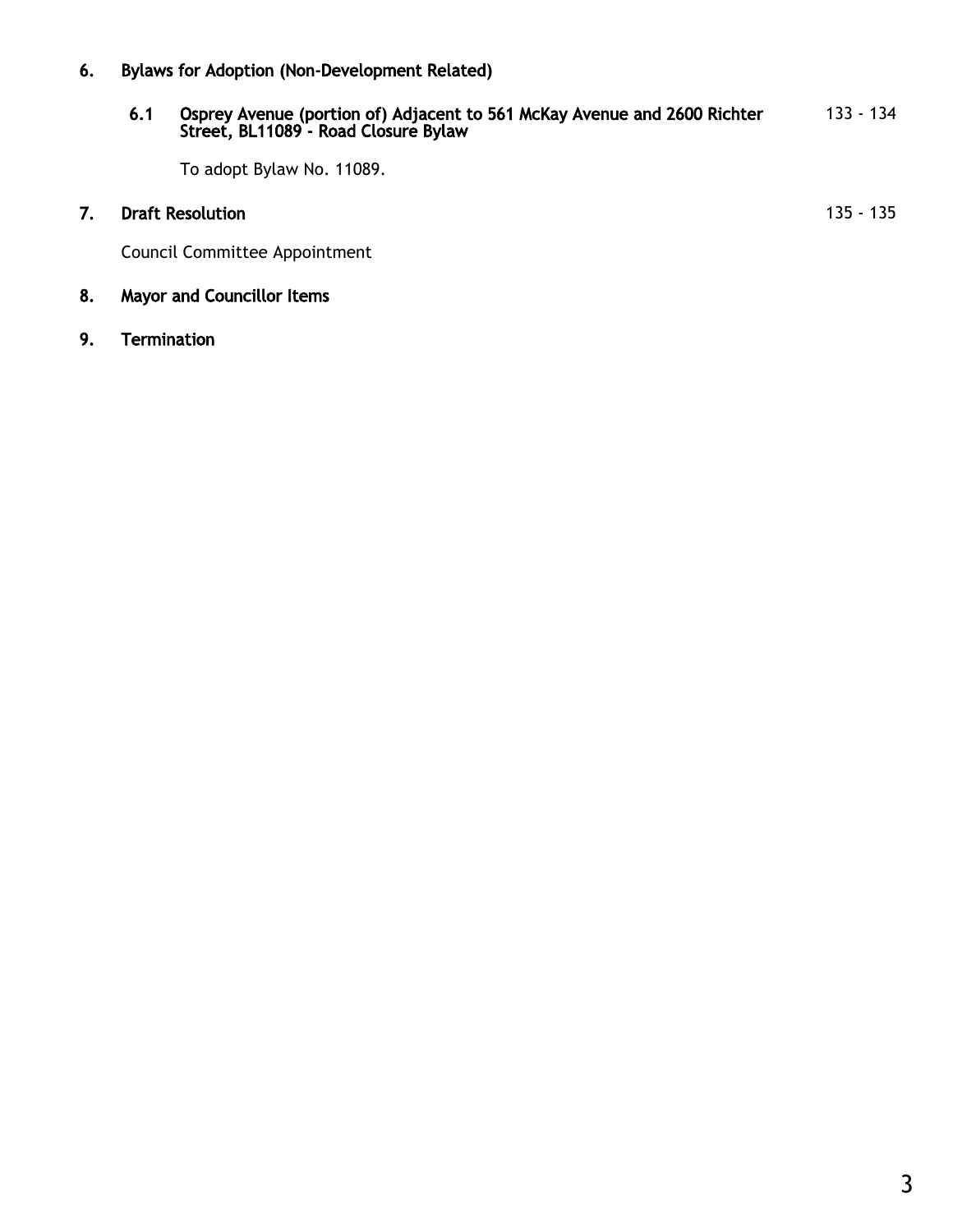## 6. Bylaws for Adoption (Non-Development Related)

### 6.1 Osprey Avenue (portion of) Adjacent to 561 McKay Avenue and 2600 Richter Street, BL11089 - Road Closure Bylaw — 133 - 134

To adopt Bylaw No. 11089.

## 7. Draft Resolution — 135 - 135

Council Committee Appointment

## 8. Mayor and Councillor Items

## 9. Termination